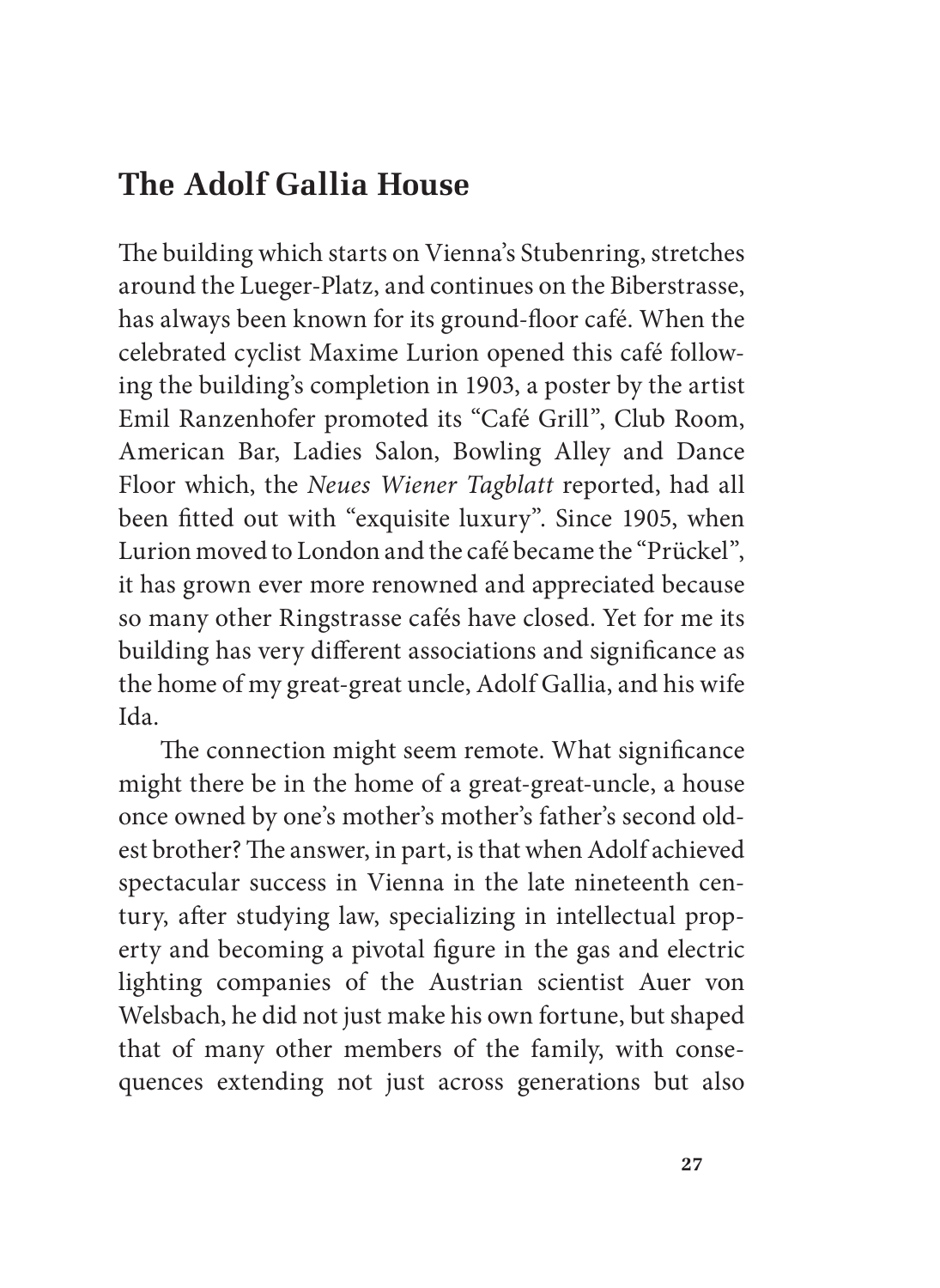## The Adolf Gallia House

The building which starts on Vienna's Stubenring, stretches around the Lueger-Platz, and continues on the Biberstrasse, has always been known for its ground-floor café. When the celebrated cyclist Maxime Lurion opened this café following the building's completion in 1903, a poster by the artist Emil Ranzenhofer promoted its "Café Grill", Club Room, American Bar, Ladies Salon, Bowling Alley and Dance Floor which, the *Neues Wiener Tagblatt* reported, had all been fitted out with "exquisite luxury". Since 1905, when Lurion moved to London and the café became the "Prückel", it has grown ever more renowned and appreciated because so many other Ringstrasse cafés have closed. Yet for me its building has very different associations and significance as the home of my great-great uncle, Adolf Gallia, and his wife Ida.

The connection might seem remote. What significance might there be in the home of a great-great-uncle, a house once owned by one's mother's mother's father's second oldest brother? The answer, in part, is that when Adolf achieved spectacular success in Vienna in the late nineteenth century, after studying law, specializing in intellectual property and becoming a pivotal figure in the gas and electric lighting companies of the Austrian scientist Auer von Welsbach, he did not just make his own fortune, but shaped that of many other members of the family, with consequences extending not just across generations but also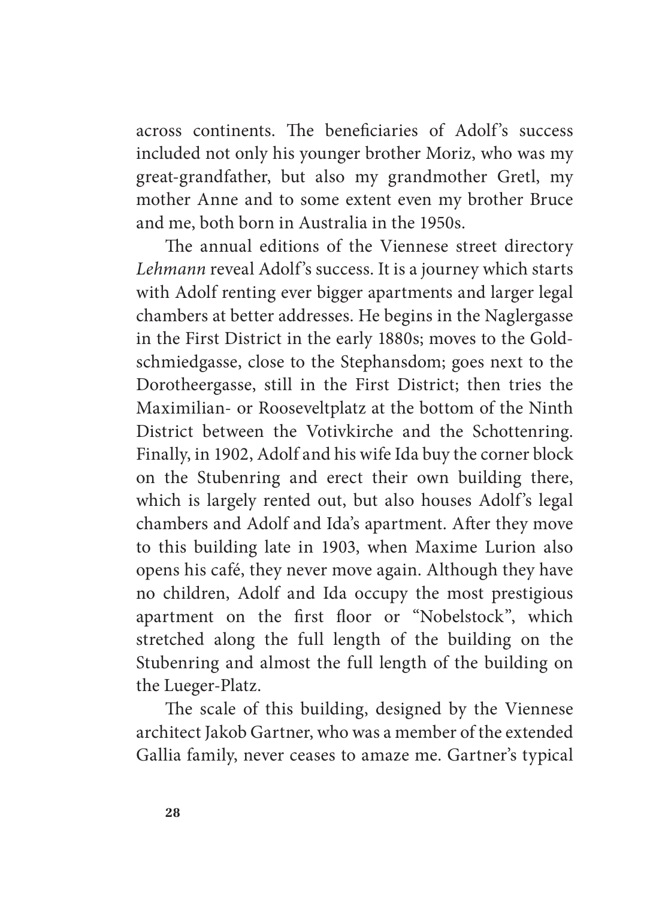across continents. The beneficiaries of Adolf's success included not only his younger brother Moriz, who was my great-grandfather, but also my grandmother Gretl, my mother Anne and to some extent even my brother Bruce and me, both born in Australia in the 1950s.

The annual editions of the Viennese street directory *Lehmann* reveal Adolf's success. It is a journey which starts with Adolf renting ever bigger apartments and larger legal chambers at better addresses. He begins in the Naglergasse in the First District in the early 1880s; moves to the Goldschmiedgasse, close to the Stephansdom; goes next to the Dorotheergasse, still in the First District; then tries the Maximilian- or Rooseveltplatz at the bottom of the Ninth District between the Votivkirche and the Schottenring. Finally, in 1902, Adolf and his wife Ida buy the corner block on the Stubenring and erect their own building there, which is largely rented out, but also houses Adolf's legal chambers and Adolf and Ida's apartment. After they move to this building late in 1903, when Maxime Lurion also opens his café, they never move again. Although they have no children, Adolf and Ida occupy the most prestigious apartment on the first floor or "Nobelstock", which stretched along the full length of the building on the Stubenring and almost the full length of the building on the Lueger-Platz.

The scale of this building, designed by the Viennese architect Jakob Gartner, who was a member of the extended Gallia family, never ceases to amaze me. Gartner's typical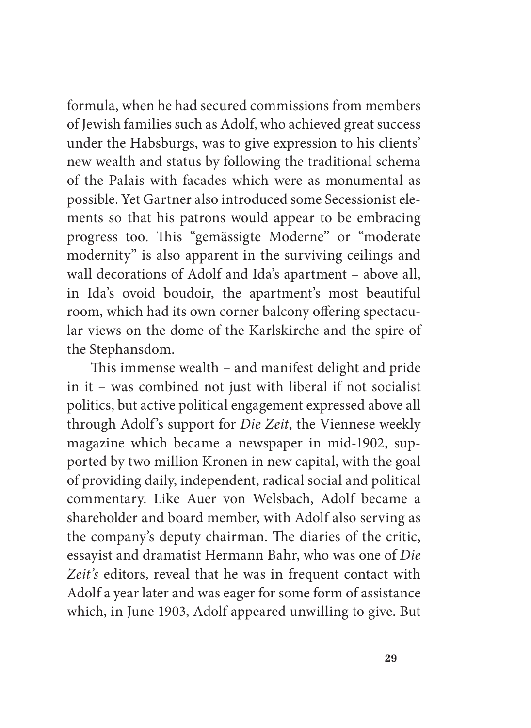formula, when he had secured commissions from members of Jewish families such as Adolf, who achieved great success under the Habsburgs, was to give expression to his clients' new wealth and status by following the traditional schema of the Palais with facades which were as monumental as possible. Yet Gartner also introduced some Secessionist elements so that his patrons would appear to be embracing progress too. This "gemässigte Moderne" or "moderate modernity" is also apparent in the surviving ceilings and wall decorations of Adolf and Ida's apartment – above all, in Ida's ovoid boudoir, the apartment's most beautiful room, which had its own corner balcony offering spectacular views on the dome of the Karlskirche and the spire of the Stephansdom.

This immense wealth – and manifest delight and pride in it – was combined not just with liberal if not socialist politics, but active political engagement expressed above all through Adolf's support for *Die Zeit*, the Viennese weekly magazine which became a newspaper in mid-1902, supported by two million Kronen in new capital, with the goal of providing daily, independent, radical social and political commentary. Like Auer von Welsbach, Adolf became a shareholder and board member, with Adolf also serving as the company's deputy chairman. The diaries of the critic, essayist and dramatist Hermann Bahr, who was one of *Die Zeit's* editors, reveal that he was in frequent contact with Adolf a year later and was eager for some form of assistance which, in June 1903, Adolf appeared unwilling to give. But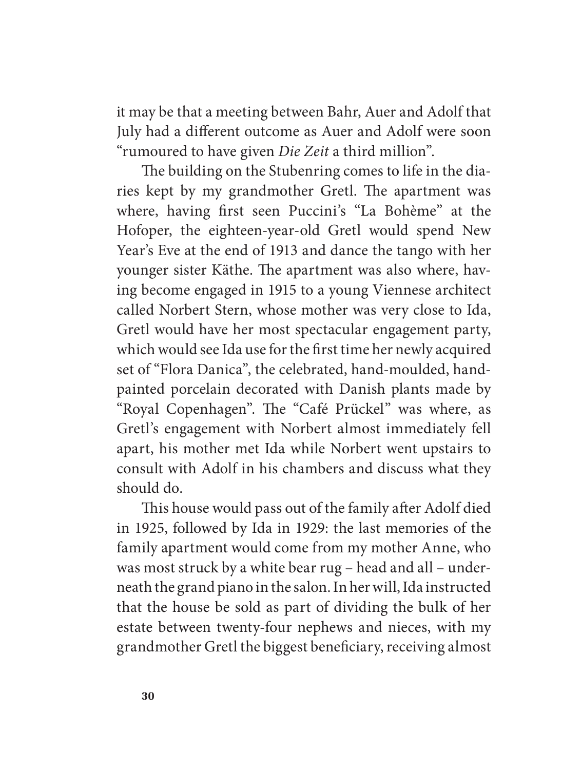it may be that a meeting between Bahr, Auer and Adolf that July had a different outcome as Auer and Adolf were soon "rumoured to have given *Die Zeit* a third million".

The building on the Stubenring comes to life in the diaries kept by my grandmother Gretl. The apartment was where, having first seen Puccini's "La Bohème" at the Hofoper, the eighteen-year-old Gretl would spend New Year's Eve at the end of 1913 and dance the tango with her younger sister Käthe. The apartment was also where, having become engaged in 1915 to a young Viennese architect called Norbert Stern, whose mother was very close to Ida, Gretl would have her most spectacular engagement party, which would see Ida use for the first time her newly acquired set of "Flora Danica", the celebrated, hand-moulded, hand-painted porcelain decorated with Danish plants made by "Royal Copenhagen". The "Café Prückel" was where, as Gretl's engagement with Norbert almost immediately fell apart, his mother met Ida while Norbert went upstairs to consult with Adolf in his chambers and discuss what they should do.

This house would pass out of the family after Adolf died in 1925, followed by Ida in 1929: the last memories of the family apartment would come from my mother Anne, who was most struck by a white bear rug – head and all – underneath the grand piano in the salon. In her will, Ida instructed that the house be sold as part of dividing the bulk of her estate between twenty-four nephews and nieces, with my grandmother Gretl the biggest beneficiary, receiving almost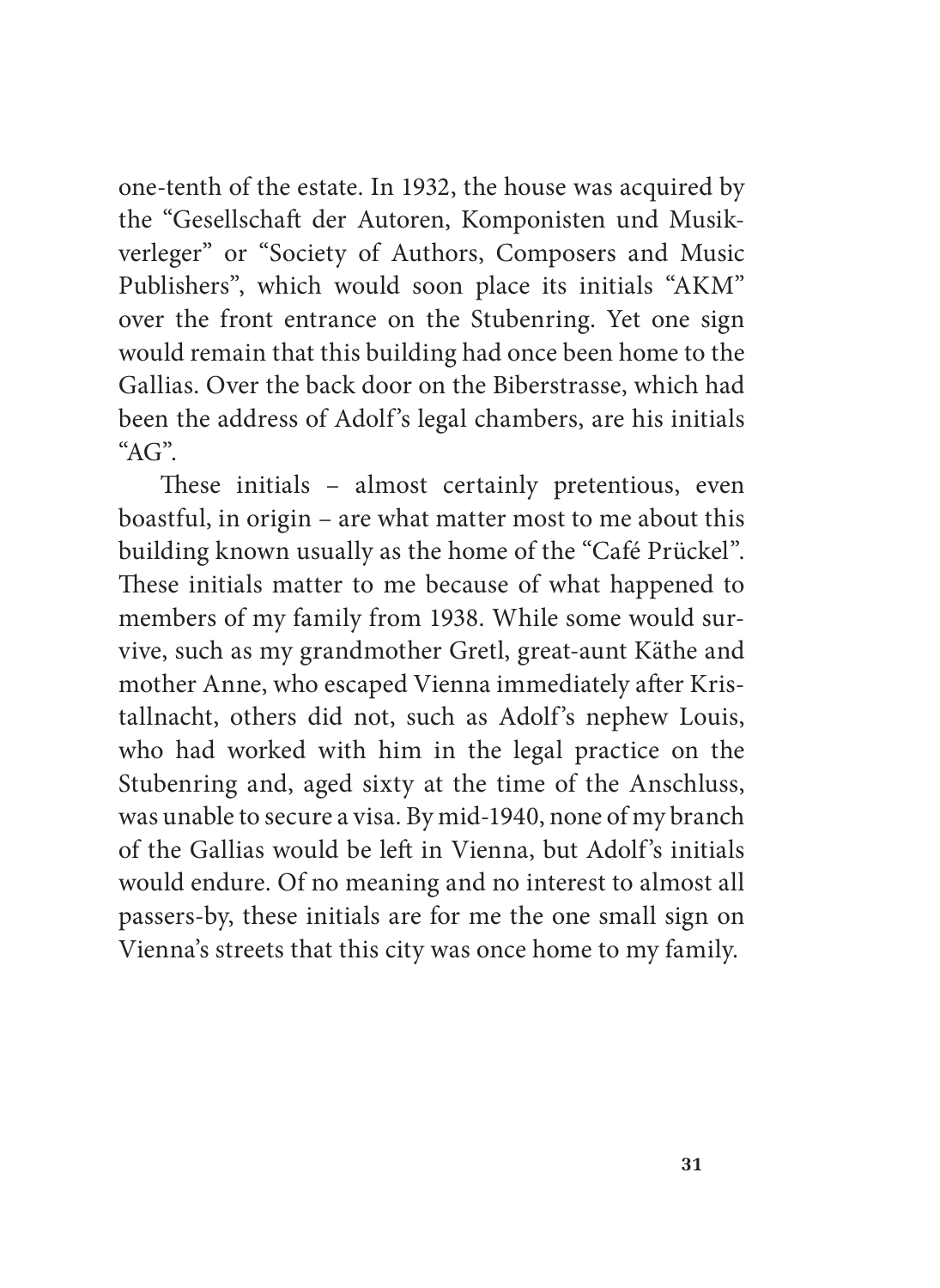one-tenth of the estate. In 1932, the house was acquired by the "Gesellschaft der Autoren, Komponisten und Musikverleger" or "Society of Authors, Composers and Music Publishers", which would soon place its initials "AKM" over the front entrance on the Stubenring. Yet one sign would remain that this building had once been home to the Gallias. Over the back door on the Biberstrasse, which had been the address of Adolf's legal chambers, are his initials "AG".

These initials – almost certainly pretentious, even boastful, in origin – are what matter most to me about this building known usually as the home of the "Café Prückel". These initials matter to me because of what happened to members of my family from 1938. While some would survive, such as my grandmother Gretl, great-aunt Käthe and mother Anne, who escaped Vienna immediately after Kristallnacht, others did not, such as Adolf's nephew Louis, who had worked with him in the legal practice on the Stubenring and, aged sixty at the time of the Anschluss, was unable to secure a visa. By mid-1940, none of my branch of the Gallias would be left in Vienna, but Adolf's initials would endure. Of no meaning and no interest to almost all passers-by, these initials are for me the one small sign on Vienna's streets that this city was once home to my family.